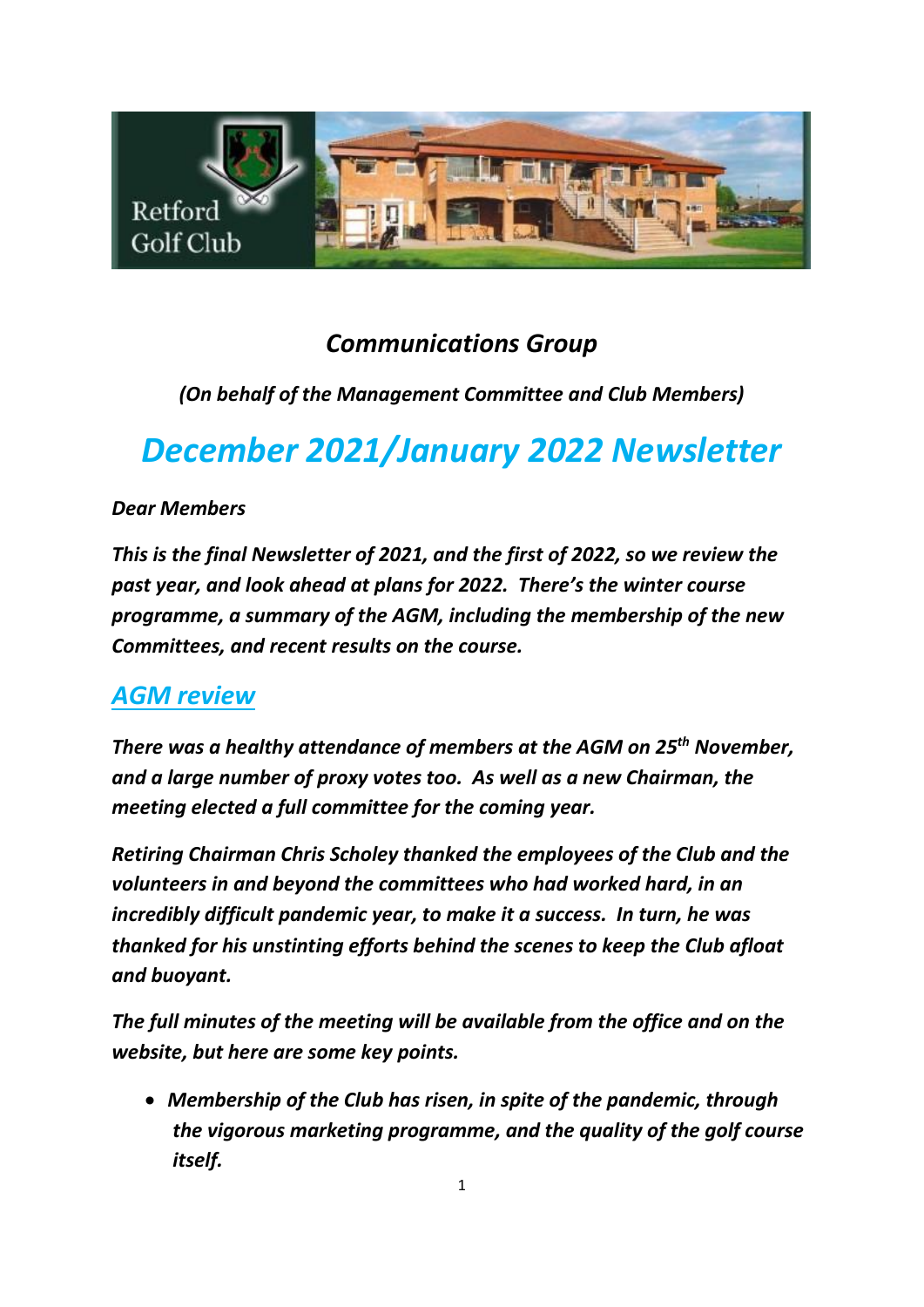Retford Golf Club

## *Communications Group*

*(On behalf of the Management Committee and Club Members)*

# *December 2021/January 2022 Newsletter*

***Dear Members***

***This is the final Newsletter of 2021, and the first of 2022, so we review the past year, and look ahead at plans for 2022. There's the winter course programme, a summary of the AGM, including the membership of the new Committees, and recent results on the course.***

## *AGM review*

***There was a healthy attendance of members at the AGM on 25th November, and a large number of proxy votes too. As well as a new Chairman, the meeting elected a full committee for the coming year.***

***Retiring Chairman Chris Scholey thanked the employees of the Club and the volunteers in and beyond the committees who had worked hard, in an incredibly difficult pandemic year, to make it a success. In turn, he was thanked for his unstinting efforts behind the scenes to keep the Club afloat and buoyant.***

***The full minutes of the meeting will be available from the office and on the website, but here are some key points.***

- ***Membership of the Club has risen, in spite of the pandemic, through the vigorous marketing programme, and the quality of the golf course itself.***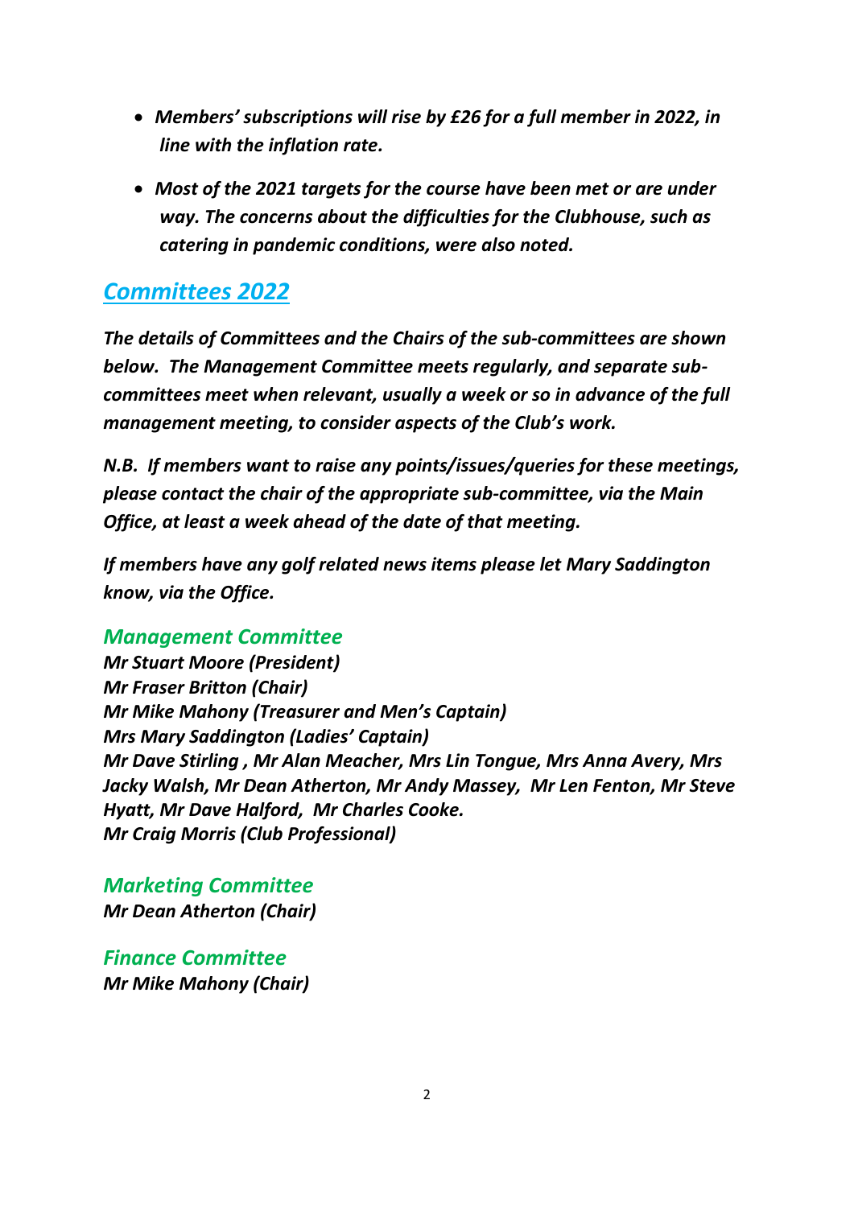- ***Members' subscriptions will rise by £26 for a full member in 2022, in line with the inflation rate.***

- ***Most of the 2021 targets for the course have been met or are under way. The concerns about the difficulties for the Clubhouse, such as catering in pandemic conditions, were also noted.***

## *Committees 2022*

***The details of Committees and the Chairs of the sub-committees are shown below. The Management Committee meets regularly, and separate sub-committees meet when relevant, usually a week or so in advance of the full management meeting, to consider aspects of the Club's work.***

***N.B. If members want to raise any points/issues/queries for these meetings, please contact the chair of the appropriate sub-committee, via the Main Office, at least a week ahead of the date of that meeting.***

***If members have any golf related news items please let Mary Saddington know, via the Office.***

### *Management Committee*

***Mr Stuart Moore (President)***
***Mr Fraser Britton (Chair)***
***Mr Mike Mahony (Treasurer and Men's Captain)***
***Mrs Mary Saddington (Ladies' Captain)***
***Mr Dave Stirling , Mr Alan Meacher, Mrs Lin Tongue, Mrs Anna Avery, Mrs Jacky Walsh, Mr Dean Atherton, Mr Andy Massey, Mr Len Fenton, Mr Steve Hyatt, Mr Dave Halford, Mr Charles Cooke.***
***Mr Craig Morris (Club Professional)***

### *Marketing Committee*

***Mr Dean Atherton (Chair)***

### *Finance Committee*

***Mr Mike Mahony (Chair)***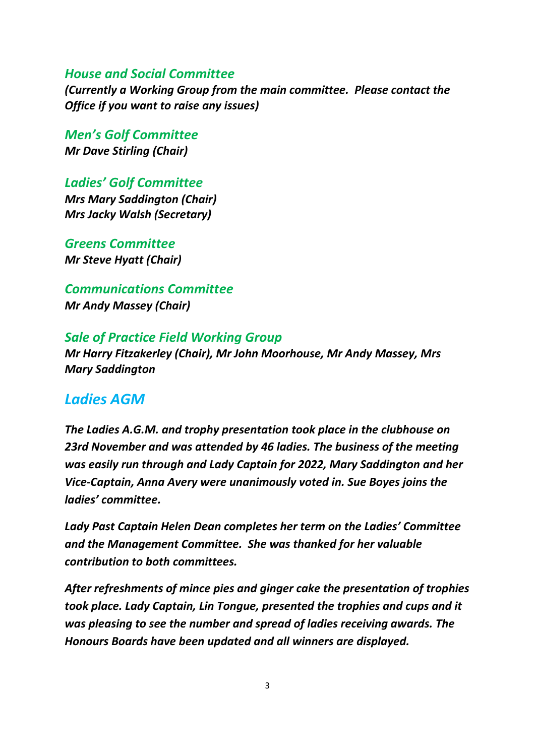### *House and Social Committee*

***(Currently a Working Group from the main committee. Please contact the Office if you want to raise any issues)***

### *Men's Golf Committee*

***Mr Dave Stirling (Chair)***

### *Ladies' Golf Committee*

***Mrs Mary Saddington (Chair)***
***Mrs Jacky Walsh (Secretary)***

### *Greens Committee*

***Mr Steve Hyatt (Chair)***

### *Communications Committee*

***Mr Andy Massey (Chair)***

### *Sale of Practice Field Working Group*

***Mr Harry Fitzakerley (Chair), Mr John Moorhouse, Mr Andy Massey, Mrs Mary Saddington***

## *Ladies AGM*

***The Ladies A.G.M. and trophy presentation took place in the clubhouse on 23rd November and was attended by 46 ladies. The business of the meeting was easily run through and Lady Captain for 2022, Mary Saddington and her Vice-Captain, Anna Avery were unanimously voted in. Sue Boyes joins the ladies' committee.***

***Lady Past Captain Helen Dean completes her term on the Ladies' Committee and the Management Committee. She was thanked for her valuable contribution to both committees.***

***After refreshments of mince pies and ginger cake the presentation of trophies took place. Lady Captain, Lin Tongue, presented the trophies and cups and it was pleasing to see the number and spread of ladies receiving awards. The Honours Boards have been updated and all winners are displayed.***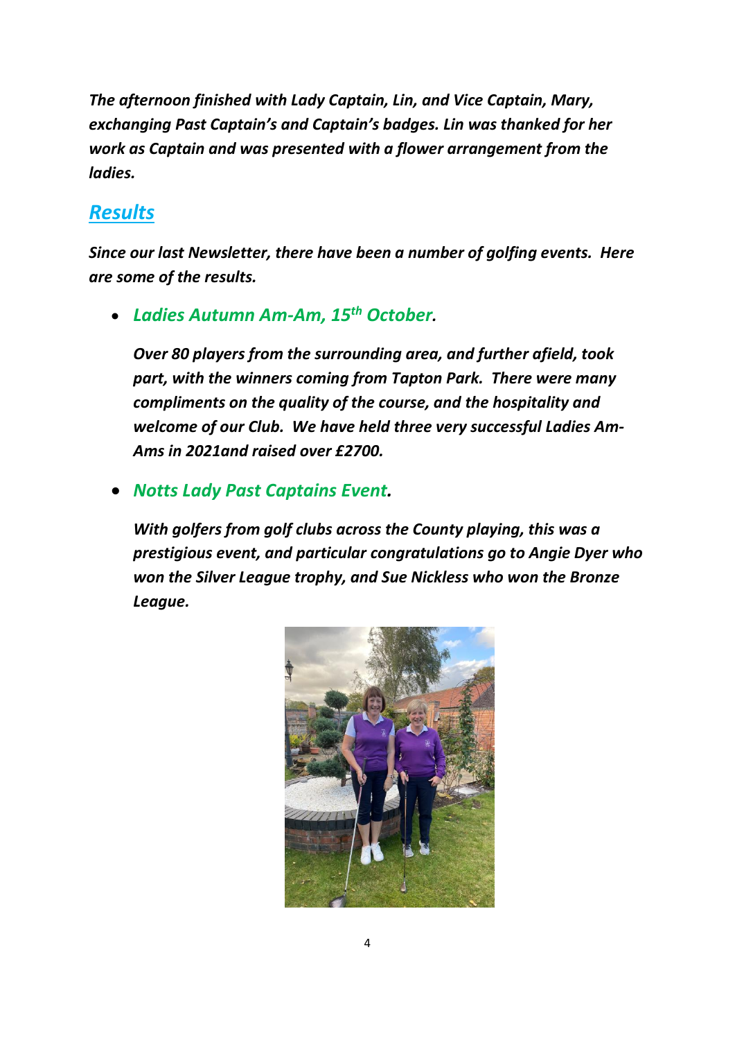*The afternoon finished with Lady Captain, Lin, and Vice Captain, Mary, exchanging Past Captain's and Captain's badges. Lin was thanked for her work as Captain and was presented with a flower arrangement from the ladies.*

## *Results*

*Since our last Newsletter, there have been a number of golfing events. Here are some of the results.*

- ***Ladies Autumn Am-Am, 15th October.***

  *Over 80 players from the surrounding area, and further afield, took part, with the winners coming from Tapton Park. There were many compliments on the quality of the course, and the hospitality and welcome of our Club. We have held three very successful Ladies Am-Ams in 2021and raised over £2700.*

- ***Notts Lady Past Captains Event.***

  *With golfers from golf clubs across the County playing, this was a prestigious event, and particular congratulations go to Angie Dyer who won the Silver League trophy, and Sue Nickless who won the Bronze League.*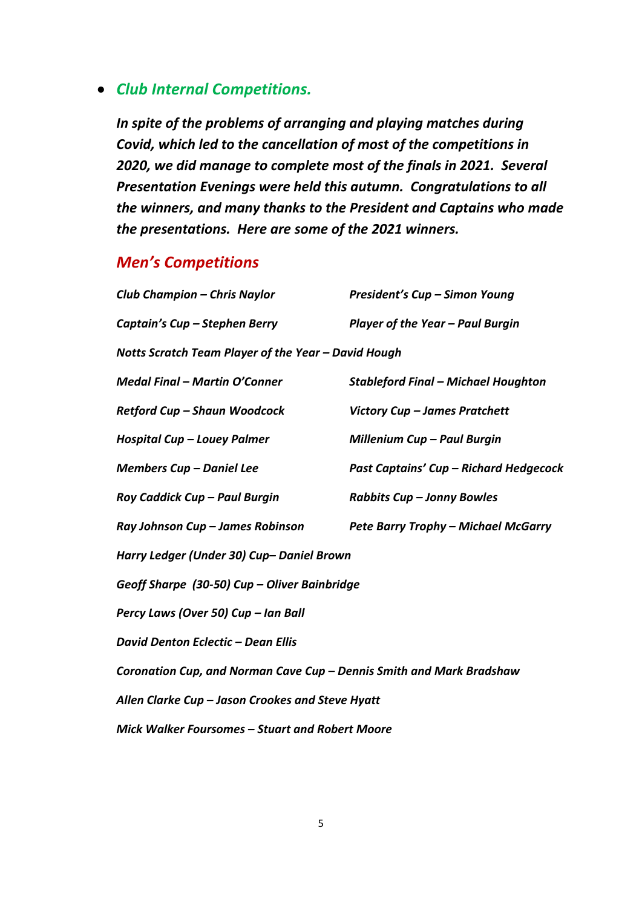- ***Club Internal Competitions.***

***In spite of the problems of arranging and playing matches during Covid, which led to the cancellation of most of the competitions in 2020, we did manage to complete most of the finals in 2021. Several Presentation Evenings were held this autumn. Congratulations to all the winners, and many thanks to the President and Captains who made the presentations. Here are some of the 2021 winners.***

## *Men's Competitions*

***Club Champion – Chris Naylor***

***President's Cup – Simon Young***

***Captain's Cup – Stephen Berry***

***Player of the Year – Paul Burgin***

***Notts Scratch Team Player of the Year – David Hough***

***Medal Final – Martin O'Conner***

***Stableford Final – Michael Houghton***

***Retford Cup – Shaun Woodcock***

***Victory Cup – James Pratchett***

***Hospital Cup – Louey Palmer***

***Millenium Cup – Paul Burgin***

***Members Cup – Daniel Lee***

***Past Captains' Cup – Richard Hedgecock***

***Roy Caddick Cup – Paul Burgin***

***Rabbits Cup – Jonny Bowles***

***Ray Johnson Cup – James Robinson***

***Pete Barry Trophy – Michael McGarry***

***Harry Ledger (Under 30) Cup– Daniel Brown***

***Geoff Sharpe (30-50) Cup – Oliver Bainbridge***

***Percy Laws (Over 50) Cup – Ian Ball***

***David Denton Eclectic – Dean Ellis***

***Coronation Cup, and Norman Cave Cup – Dennis Smith and Mark Bradshaw***

***Allen Clarke Cup – Jason Crookes and Steve Hyatt***

***Mick Walker Foursomes – Stuart and Robert Moore***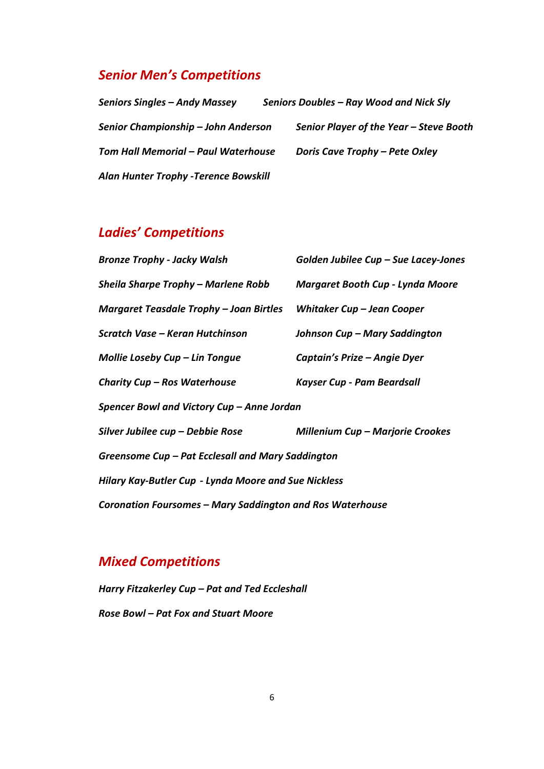## *Senior Men's Competitions*

*Seniors Singles – Andy Massey*

*Seniors Doubles – Ray Wood and Nick Sly*

*Senior Championship – John Anderson*

*Senior Player of the Year – Steve Booth*

*Tom Hall Memorial – Paul Waterhouse*

*Doris Cave Trophy – Pete Oxley*

*Alan Hunter Trophy -Terence Bowskill*

## *Ladies' Competitions*

*Bronze Trophy - Jacky Walsh*

*Golden Jubilee Cup – Sue Lacey-Jones*

*Sheila Sharpe Trophy – Marlene Robb*

*Margaret Booth Cup - Lynda Moore*

*Margaret Teasdale Trophy – Joan Birtles*

*Whitaker Cup – Jean Cooper*

*Scratch Vase – Keran Hutchinson*

*Johnson Cup – Mary Saddington*

*Mollie Loseby Cup – Lin Tongue*

*Captain's Prize – Angie Dyer*

*Charity Cup – Ros Waterhouse*

*Kayser Cup - Pam Beardsall*

*Spencer Bowl and Victory Cup – Anne Jordan*

*Silver Jubilee cup – Debbie Rose*

*Millenium Cup – Marjorie Crookes*

*Greensome Cup – Pat Ecclesall and Mary Saddington*

*Hilary Kay-Butler Cup - Lynda Moore and Sue Nickless*

*Coronation Foursomes – Mary Saddington and Ros Waterhouse*

## *Mixed Competitions*

*Harry Fitzakerley Cup – Pat and Ted Eccleshall*

*Rose Bowl – Pat Fox and Stuart Moore*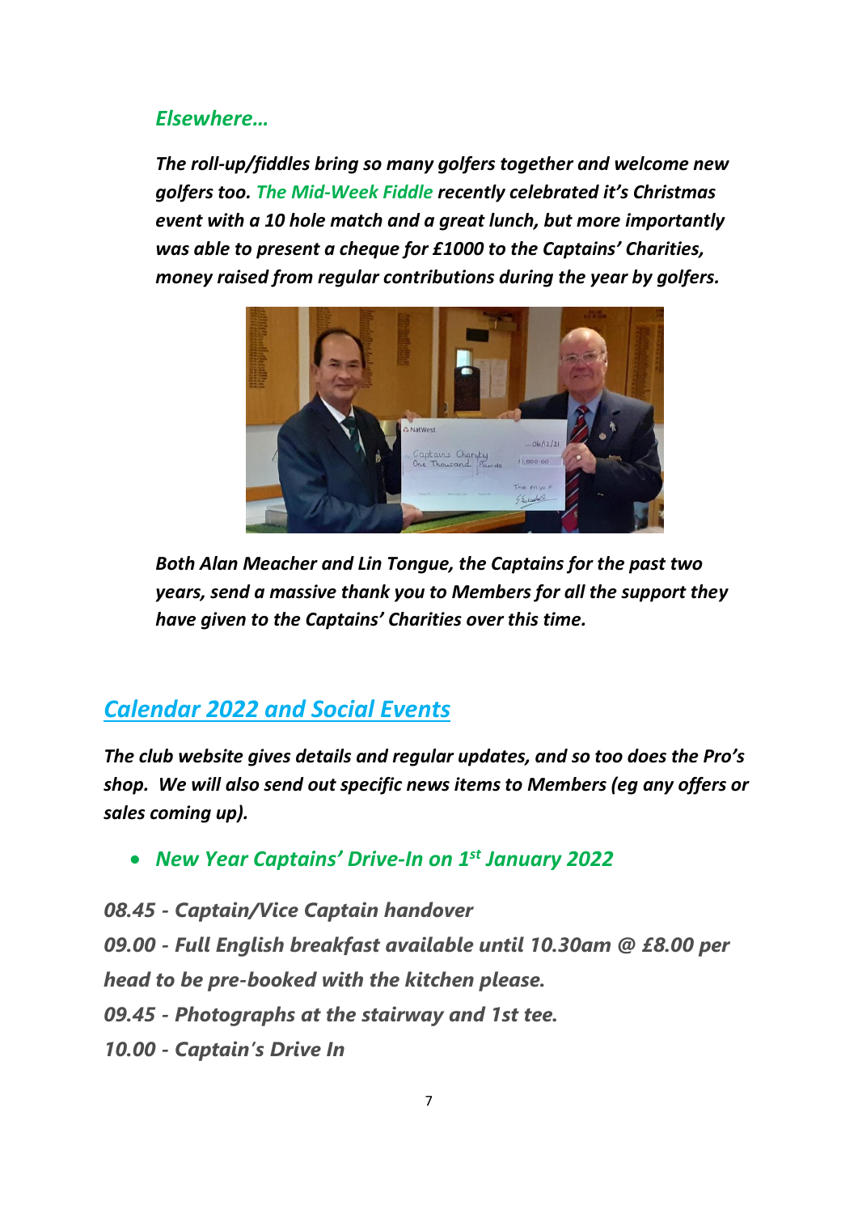### *Elsewhere…*

***The roll-up/fiddles bring so many golfers together and welcome new golfers too. The Mid-Week Fiddle recently celebrated it's Christmas event with a 10 hole match and a great lunch, but more importantly was able to present a cheque for £1000 to the Captains' Charities, money raised from regular contributions during the year by golfers.***

***Both Alan Meacher and Lin Tongue, the Captains for the past two years, send a massive thank you to Members for all the support they have given to the Captains' Charities over this time.***

## *Calendar 2022 and Social Events*

***The club website gives details and regular updates, and so too does the Pro's shop. We will also send out specific news items to Members (eg any offers or sales coming up).***

- ***New Year Captains' Drive-In on 1st January 2022***

***08.45 - Captain/Vice Captain handover***
***09.00 - Full English breakfast available until 10.30am @ £8.00 per head to be pre-booked with the kitchen please.***
***09.45 - Photographs at the stairway and 1st tee.***
***10.00 - Captain's Drive In***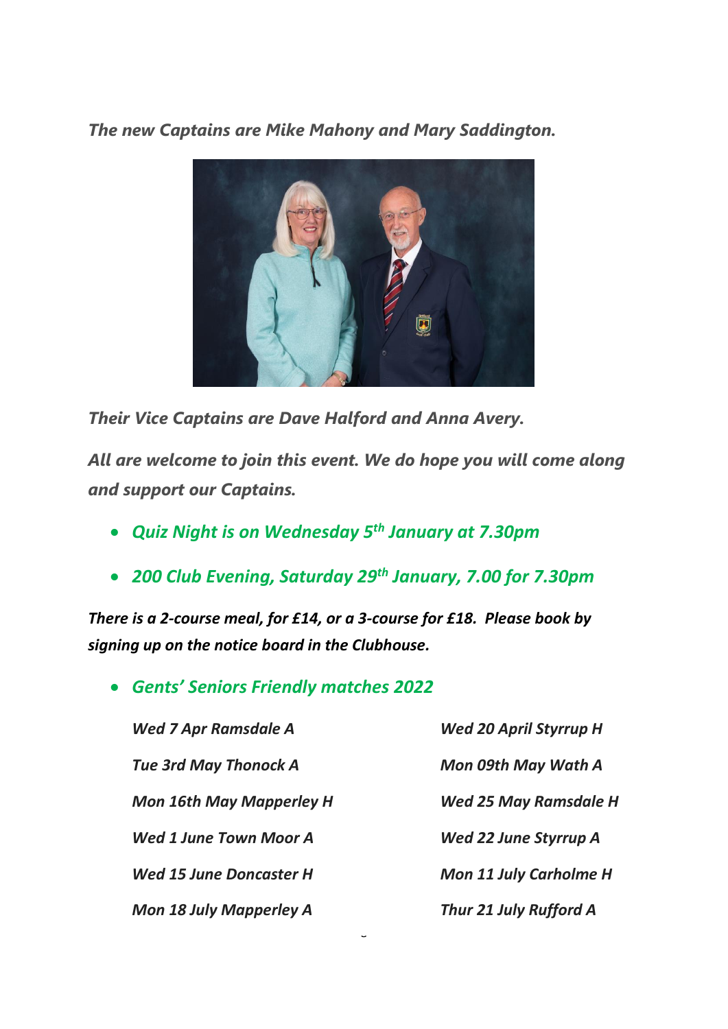*The new Captains are Mike Mahony and Mary Saddington.*

*Their Vice Captains are Dave Halford and Anna Avery.*

*All are welcome to join this event. We do hope you will come along and support our Captains.*

- ***Quiz Night is on Wednesday 5th January at 7.30pm***
- ***200 Club Evening, Saturday 29th January, 7.00 for 7.30pm***

***There is a 2-course meal, for £14, or a 3-course for £18. Please book by signing up on the notice board in the Clubhouse.***

- ***Gents' Seniors Friendly matches 2022***

| | |
|---|---|
| *Wed 7 Apr Ramsdale A* | *Wed 20 April Styrrup H* |
| *Tue 3rd May Thonock A* | *Mon 09th May Wath A* |
| *Mon 16th May Mapperley H* | *Wed 25 May Ramsdale H* |
| *Wed 1 June Town Moor A* | *Wed 22 June Styrrup A* |
| *Wed 15 June Doncaster H* | *Mon 11 July Carholme H* |
| *Mon 18 July Mapperley A* | *Thur 21 July Rufford A* |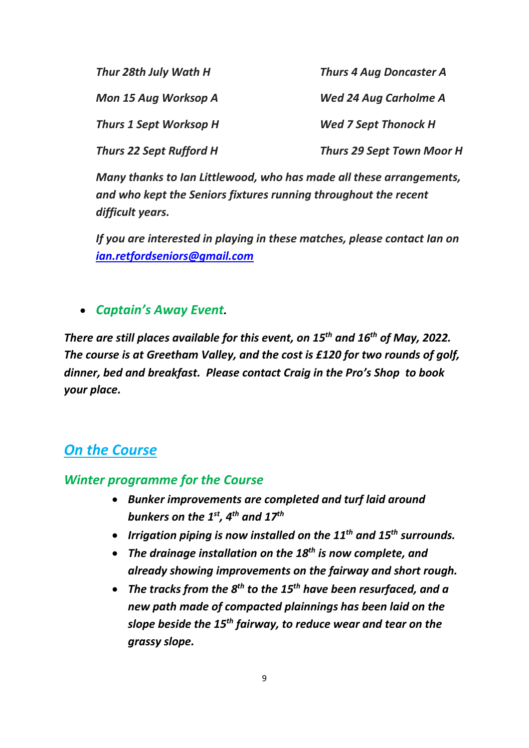*Thur 28th July Wath H*

*Thurs 4 Aug Doncaster A*

*Mon 15 Aug Worksop A*

*Wed 24 Aug Carholme A*

*Thurs 1 Sept Worksop H*

*Wed 7 Sept Thonock H*

*Thurs 22 Sept Rufford H*

*Thurs 29 Sept Town Moor H*

***Many thanks to Ian Littlewood, who has made all these arrangements, and who kept the Seniors fixtures running throughout the recent difficult years.***

***If you are interested in playing in these matches, please contact Ian on [ian.retfordseniors@gmail.com](mailto:ian.retfordseniors@gmail.com)***

- ***Captain's Away Event.***

***There are still places available for this event, on 15th and 16th of May, 2022. The course is at Greetham Valley, and the cost is £120 for two rounds of golf, dinner, bed and breakfast. Please contact Craig in the Pro's Shop to book your place.***

## *On the Course*

### *Winter programme for the Course*

- ***Bunker improvements are completed and turf laid around bunkers on the 1st, 4th and 17th***
- ***Irrigation piping is now installed on the 11th and 15th surrounds.***
- ***The drainage installation on the 18th is now complete, and already showing improvements on the fairway and short rough.***
- ***The tracks from the 8th to the 15th have been resurfaced, and a new path made of compacted plainnings has been laid on the slope beside the 15th fairway, to reduce wear and tear on the grassy slope.***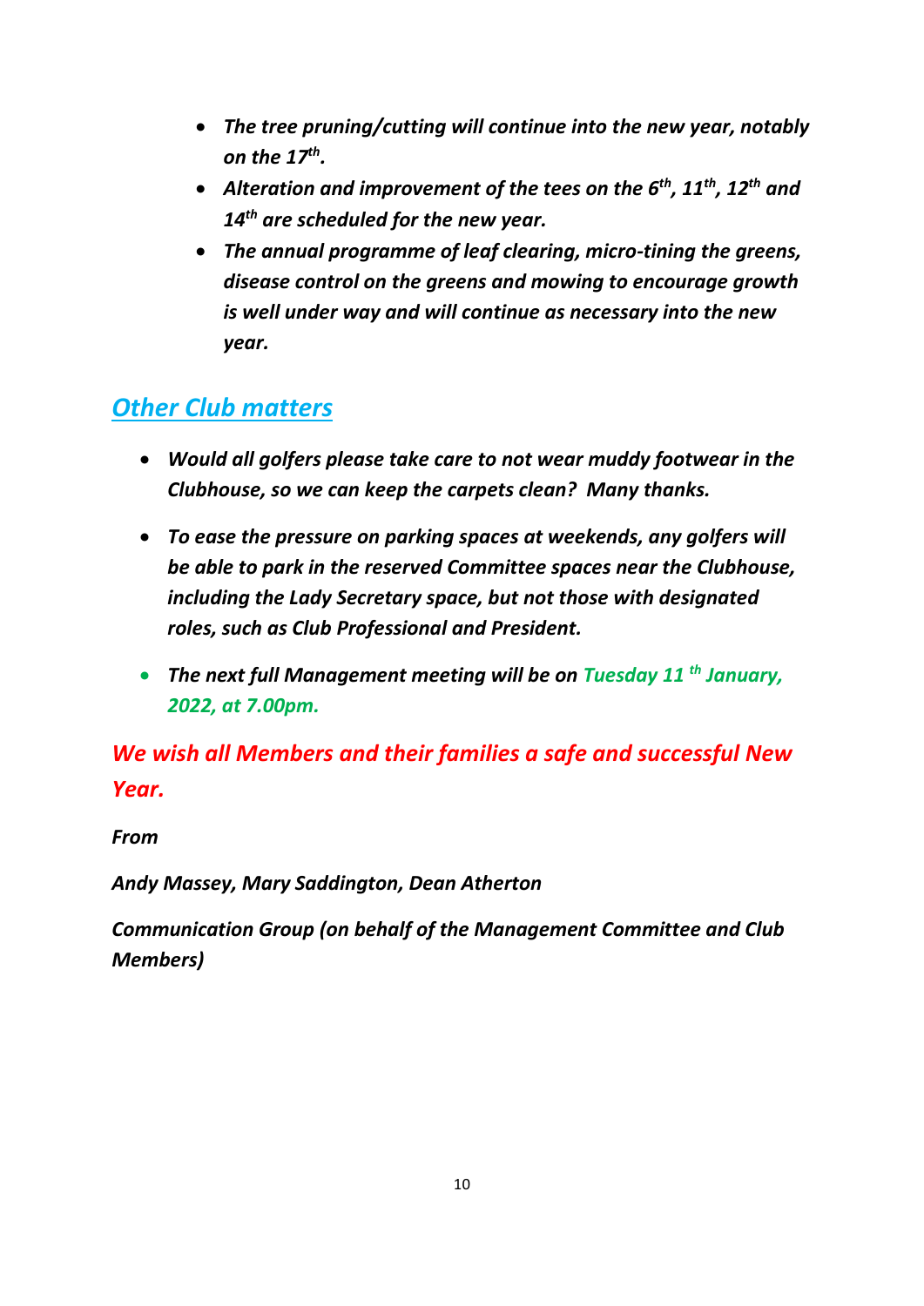- *The tree pruning/cutting will continue into the new year, notably on the 17th.*
- *Alteration and improvement of the tees on the 6th, 11th, 12th and 14th are scheduled for the new year.*
- *The annual programme of leaf clearing, micro-tining the greens, disease control on the greens and mowing to encourage growth is well under way and will continue as necessary into the new year.*

## *Other Club matters*

- ***Would all golfers please take care to not wear muddy footwear in the Clubhouse, so we can keep the carpets clean? Many thanks.***
- ***To ease the pressure on parking spaces at weekends, any golfers will be able to park in the reserved Committee spaces near the Clubhouse, including the Lady Secretary space, but not those with designated roles, such as Club Professional and President.***
- ***The next full Management meeting will be on Tuesday 11th January, 2022, at 7.00pm.***

***We wish all Members and their families a safe and successful New Year.***

***From***

***Andy Massey, Mary Saddington, Dean Atherton***

***Communication Group (on behalf of the Management Committee and Club Members)***